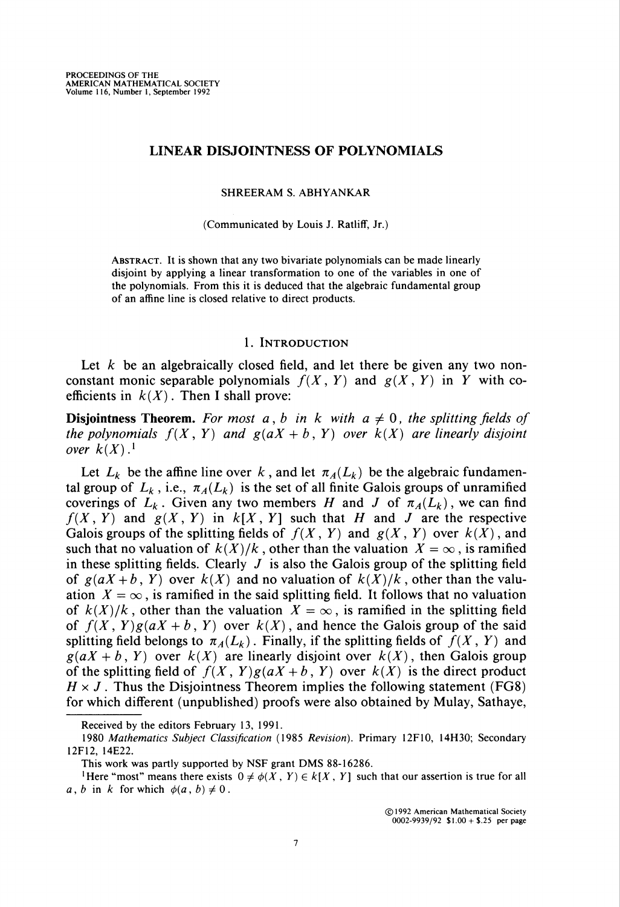# LINEAR DISJOINTNESS OF POLYNOMIALS

SHREERAM S. ABHYANKAR

(Communicated by Louis J. Ratliff, Jr.)

ABSTRACT. It is shown that any two bivariate polynomials can be made linearly disjoint by applying a linear transformation to one of the variables in one of the polynomials. From this it is deduced that the algebraic fundamental group of an affine line is closed relative to direct products.

## 1. INTRODUCTION

Let $k$ be an algebraically closed field, and let there be given any two nonconstant monic separable polynomials $f(X, Y)$ and $g(X, Y)$ in $Y$ with coefficients in $k(X)$. Then I shall prove:

**Disjointness Theorem.** *For most $a, b$ in $k$ with $a \neq 0$, the splitting fields of the polynomials $f(X, Y)$ and $g(aX + b, Y)$ over $k(X)$ are linearly disjoint over $k(X)$.*[1]

Let $L_k$ be the affine line over $k$, and let $\pi_A(L_k)$ be the algebraic fundamental group of $L_k$, i.e., $\pi_A(L_k)$ is the set of all finite Galois groups of unramified coverings of $L_k$. Given any two members $H$ and $J$ of $\pi_A(L_k)$, we can find $f(X, Y)$ and $g(X, Y)$ in $k[X, Y]$ such that $H$ and $J$ are the respective Galois groups of the splitting fields of $f(X, Y)$ and $g(X, Y)$ over $k(X)$, and such that no valuation of $k(X)/k$, other than the valuation $X = \infty$, is ramified in these splitting fields. Clearly $J$ is also the Galois group of the splitting field of $g(aX+b, Y)$ over $k(X)$ and no valuation of $k(X)/k$, other than the valuation $X = \infty$, is ramified in the said splitting field. It follows that no valuation of $k(X)/k$, other than the valuation $X = \infty$, is ramified in the splitting field of $f(X, Y)g(aX + b, Y)$ over $k(X)$, and hence the Galois group of the said splitting field belongs to $\pi_A(L_k)$. Finally, if the splitting fields of $f(X, Y)$ and $g(aX + b, Y)$ over $k(X)$ are linearly disjoint over $k(X)$, then Galois group of the splitting field of $f(X, Y)g(aX+b, Y)$ over $k(X)$ is the direct product $H \times J$. Thus the Disjointness Theorem implies the following statement (FG8) for which different (unpublished) proofs were also obtained by Mulay, Sathaye,

---

Received by the editors February 13, 1991.

1980 *Mathematics Subject Classification* (1985 *Revision*). Primary 12F10, 14H30; Secondary 12F12, 14E22.

This work was partly supported by NSF grant DMS 88-16286.

[1]Here "most" means there exists $0 \neq \phi(X, Y) \in k[X, Y]$ such that our assertion is true for all $a, b$ in $k$ for which $\phi(a, b) \neq 0$.

©1992 American Mathematical Society
0002-9939/92 $1.00 + $.25 per page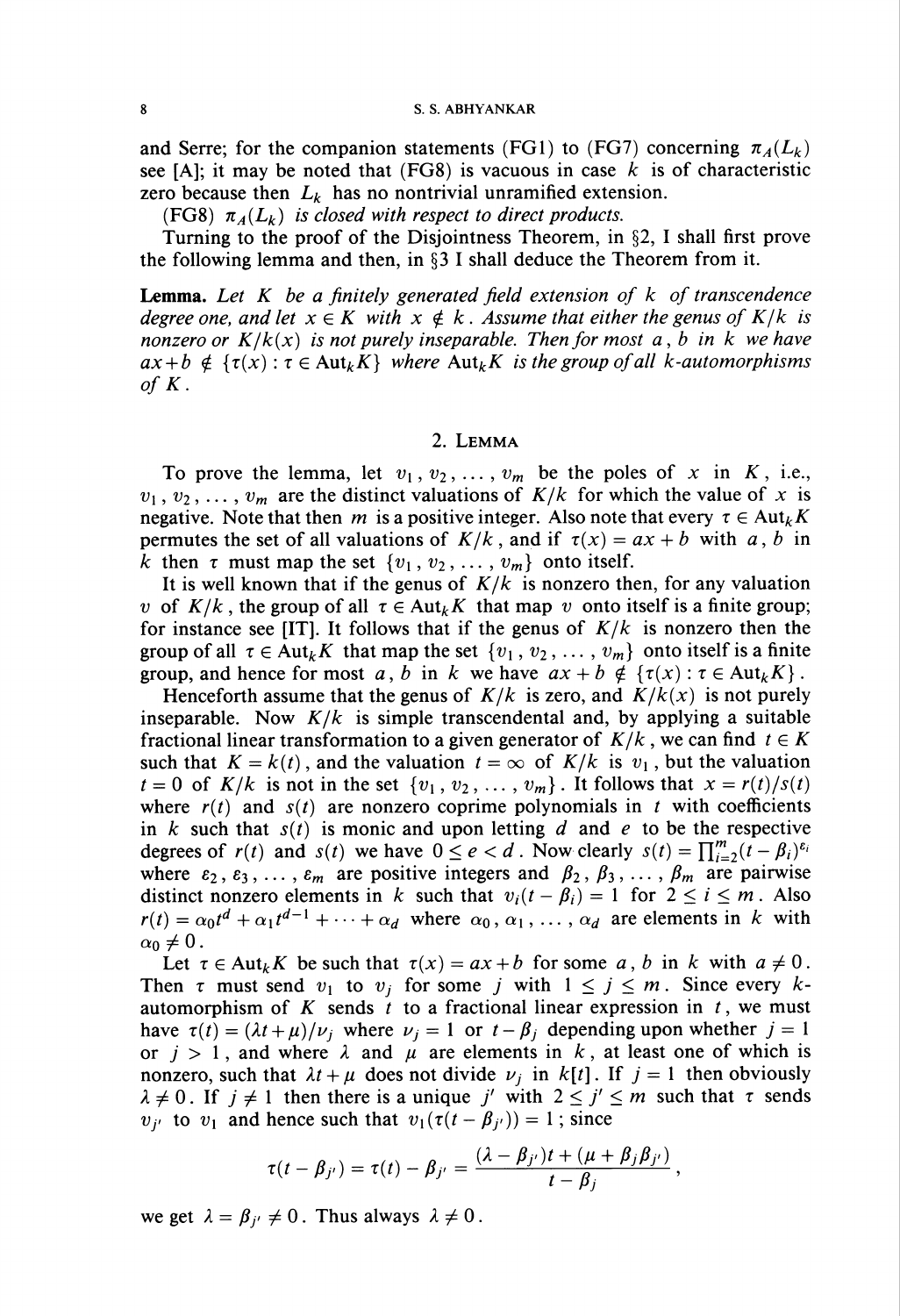and Serre; for the companion statements (FG1) to (FG7) concerning $\pi_A(L_k)$ see [A]; it may be noted that (FG8) is vacuous in case $k$ is of characteristic zero because then $L_k$ has no nontrivial unramified extension.

(FG8) *$\pi_A(L_k)$ is closed with respect to direct products.*

Turning to the proof of the Disjointness Theorem, in §2, I shall first prove the following lemma and then, in §3 I shall deduce the Theorem from it.

**Lemma.** *Let $K$ be a finitely generated field extension of $k$ of transcendence degree one, and let $x \in K$ with $x \notin k$. Assume that either the genus of $K/k$ is nonzero or $K/k(x)$ is not purely inseparable. Then for most $a$, $b$ in $k$ we have $ax+b \notin \{\tau(x) : \tau \in \mathrm{Aut}_k K\}$ where $\mathrm{Aut}_k K$ is the group of all $k$-automorphisms of $K$.*

## 2. Lemma

To prove the lemma, let $v_1, v_2, \ldots, v_m$ be the poles of $x$ in $K$, i.e., $v_1, v_2, \ldots, v_m$ are the distinct valuations of $K/k$ for which the value of $x$ is negative. Note that then $m$ is a positive integer. Also note that every $\tau \in \mathrm{Aut}_k K$ permutes the set of all valuations of $K/k$, and if $\tau(x) = ax + b$ with $a$, $b$ in $k$ then $\tau$ must map the set $\{v_1, v_2, \ldots, v_m\}$ onto itself.

It is well known that if the genus of $K/k$ is nonzero then, for any valuation $v$ of $K/k$, the group of all $\tau \in \mathrm{Aut}_k K$ that map $v$ onto itself is a finite group; for instance see [IT]. It follows that if the genus of $K/k$ is nonzero then the group of all $\tau \in \mathrm{Aut}_k K$ that map the set $\{v_1, v_2, \ldots, v_m\}$ onto itself is a finite group, and hence for most $a$, $b$ in $k$ we have $ax + b \notin \{\tau(x) : \tau \in \mathrm{Aut}_k K\}$.

Henceforth assume that the genus of $K/k$ is zero, and $K/k(x)$ is not purely inseparable. Now $K/k$ is simple transcendental and, by applying a suitable fractional linear transformation to a given generator of $K/k$, we can find $t \in K$ such that $K = k(t)$, and the valuation $t = \infty$ of $K/k$ is $v_1$, but the valuation $t = 0$ of $K/k$ is not in the set $\{v_1, v_2, \ldots, v_m\}$. It follows that $x = r(t)/s(t)$ where $r(t)$ and $s(t)$ are nonzero coprime polynomials in $t$ with coefficients in $k$ such that $s(t)$ is monic and upon letting $d$ and $e$ to be the respective degrees of $r(t)$ and $s(t)$ we have $0 \le e < d$. Now clearly $s(t) = \prod_{i=2}^{m} (t - \beta_i)^{\varepsilon_i}$ where $\varepsilon_2, \varepsilon_3, \ldots, \varepsilon_m$ are positive integers and $\beta_2, \beta_3, \ldots, \beta_m$ are pairwise distinct nonzero elements in $k$ such that $v_i(t - \beta_i) = 1$ for $2 \le i \le m$. Also $r(t) = \alpha_0 t^d + \alpha_1 t^{d-1} + \cdots + \alpha_d$ where $\alpha_0, \alpha_1, \ldots, \alpha_d$ are elements in $k$ with $\alpha_0 \neq 0$.

Let $\tau \in \mathrm{Aut}_k K$ be such that $\tau(x) = ax + b$ for some $a$, $b$ in $k$ with $a \neq 0$. Then $\tau$ must send $v_1$ to $v_j$ for some $j$ with $1 \le j \le m$. Since every $k$-automorphism of $K$ sends $t$ to a fractional linear expression in $t$, we must have $\tau(t) = (\lambda t + \mu)/\nu_j$ where $\nu_j = 1$ or $t - \beta_j$ depending upon whether $j = 1$ or $j > 1$, and where $\lambda$ and $\mu$ are elements in $k$, at least one of which is nonzero, such that $\lambda t + \mu$ does not divide $\nu_j$ in $k[t]$. If $j = 1$ then obviously $\lambda \neq 0$. If $j \neq 1$ then there is a unique $j'$ with $2 \le j' \le m$ such that $\tau$ sends $v_{j'}$ to $v_1$ and hence such that $v_1(\tau(t - \beta_{j'})) = 1$; since

$$\tau(t - \beta_{j'}) = \tau(t) - \beta_{j'} = \frac{(\lambda - \beta_{j'})t + (\mu + \beta_j \beta_{j'})}{t - \beta_j},$$

we get $\lambda = \beta_{j'} \neq 0$. Thus always $\lambda \neq 0$.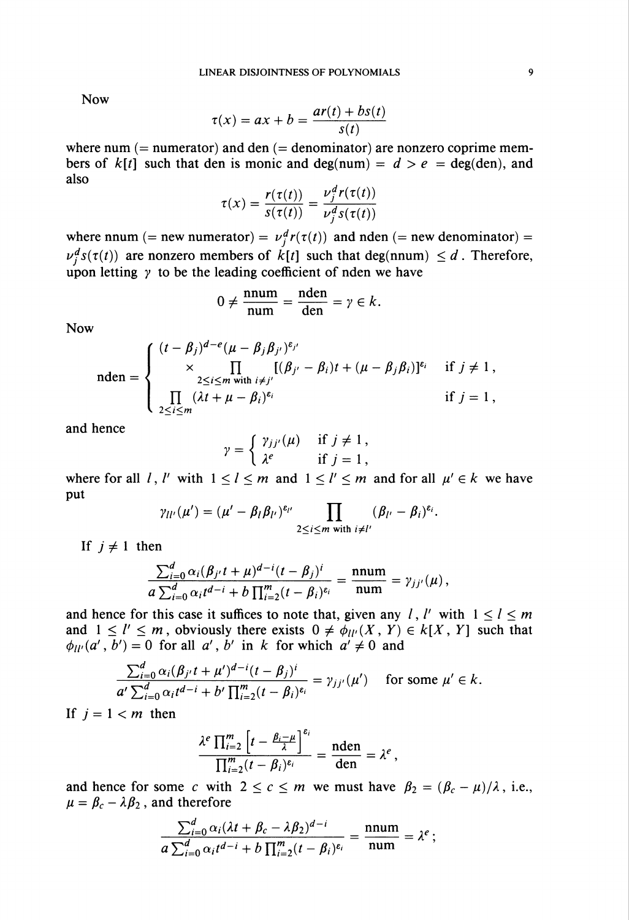Now

$$\tau(x) = ax + b = \frac{ar(t) + bs(t)}{s(t)}$$

where num (= numerator) and den (= denominator) are nonzero coprime members of $k[t]$ such that den is monic and deg(num) $= d > e =$ deg(den), and also

$$\tau(x) = \frac{r(\tau(t))}{s(\tau(t))} = \frac{\nu_j^d r(\tau(t))}{\nu_j^d s(\tau(t))}$$

where nnum (= new numerator) $= \nu_j^d r(\tau(t))$ and nden (= new denominator) $= \nu_j^d s(\tau(t))$ are nonzero members of $k[t]$ such that deg(nnum) $\leq d$. Therefore, upon letting $\gamma$ to be the leading coefficient of nden we have

$$0 \neq \frac{\text{nnum}}{\text{num}} = \frac{\text{nden}}{\text{den}} = \gamma \in k.$$

Now

$$\text{nden} = \begin{cases} (t - \beta_j)^{d-e}(\mu - \beta_j \beta_{j'})^{\varepsilon_{j'}} \\ \quad \times \prod_{2 \leq i \leq m \text{ with } i \neq j'} [(\beta_{j'} - \beta_i)t + (\mu - \beta_j \beta_i)]^{\varepsilon_i} & \text{if } j \neq 1, \\ \prod_{2 \leq i \leq m} (\lambda t + \mu - \beta_i)^{\varepsilon_i} & \text{if } j = 1, \end{cases}$$

and hence

$$\gamma = \begin{cases} \gamma_{jj'}(\mu) & \text{if } j \neq 1, \\ \lambda^e & \text{if } j = 1, \end{cases}$$

where for all $l$, $l'$ with $1 \leq l \leq m$ and $1 \leq l' \leq m$ and for all $\mu' \in k$ we have put

$$\gamma_{ll'}(\mu') = (\mu' - \beta_l \beta_{l'})^{\varepsilon_{l'}} \prod_{2 \leq i \leq m \text{ with } i \neq l'} (\beta_{l'} - \beta_i)^{\varepsilon_i}.$$

If $j \neq 1$ then

$$\frac{\sum_{i=0}^d \alpha_i (\beta_{j'} t + \mu)^{d-i} (t - \beta_j)^i}{a \sum_{i=0}^d \alpha_i t^{d-i} + b \prod_{i=2}^m (t - \beta_i)^{\varepsilon_i}} = \frac{\text{nnum}}{\text{num}} = \gamma_{jj'}(\mu),$$

and hence for this case it suffices to note that, given any $l$, $l'$ with $1 \leq l \leq m$ and $1 \leq l' \leq m$, obviously there exists $0 \neq \phi_{ll'}(X, Y) \in k[X, Y]$ such that $\phi_{ll'}(a', b') = 0$ for all $a'$, $b'$ in $k$ for which $a' \neq 0$ and

$$\frac{\sum_{i=0}^d \alpha_i (\beta_{j'} t + \mu')^{d-i} (t - \beta_j)^i}{a' \sum_{i=0}^d \alpha_i t^{d-i} + b' \prod_{i=2}^m (t - \beta_i)^{\varepsilon_i}} = \gamma_{jj'}(\mu') \quad \text{for some } \mu' \in k.$$

If $j = 1 < m$ then

$$\frac{\lambda^e \prod_{i=2}^m \left[t - \frac{\beta_i - \mu}{\lambda}\right]^{\varepsilon_i}}{\prod_{i=2}^m (t - \beta_i)^{\varepsilon_i}} = \frac{\text{nden}}{\text{den}} = \lambda^e,$$

and hence for some $c$ with $2 \leq c \leq m$ we must have $\beta_2 = (\beta_c - \mu)/\lambda$, i.e., $\mu = \beta_c - \lambda \beta_2$, and therefore

$$\frac{\sum_{i=0}^d \alpha_i (\lambda t + \beta_c - \lambda \beta_2)^{d-i}}{a \sum_{i=0}^d \alpha_i t^{d-i} + b \prod_{i=2}^m (t - \beta_i)^{\varepsilon_i}} = \frac{\text{nnum}}{\text{num}} = \lambda^e;$$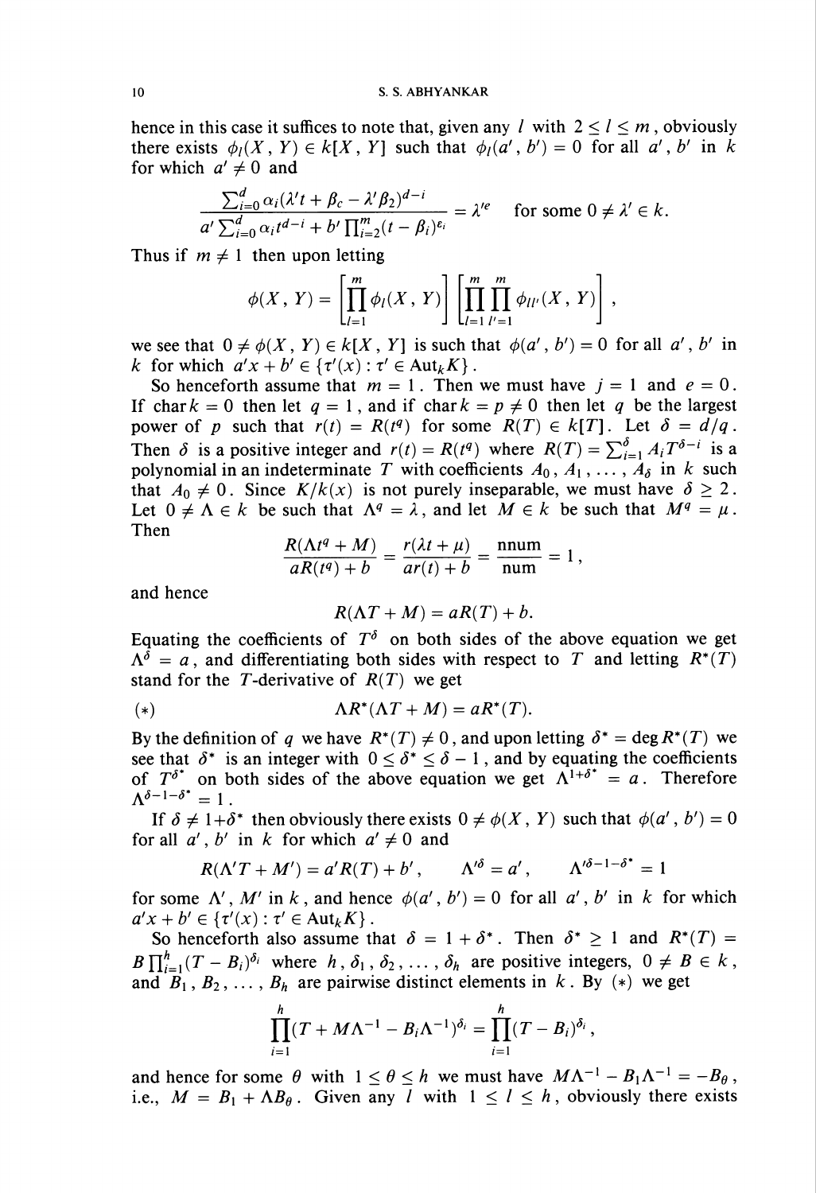hence in this case it suffices to note that, given any $l$ with $2 \leq l \leq m$, obviously there exists $\phi_l(X, Y) \in k[X, Y]$ such that $\phi_l(a', b') = 0$ for all $a'$, $b'$ in $k$ for which $a' \neq 0$ and

$$\frac{\sum_{i=0}^{d} \alpha_i(\lambda' t + \beta_c - \lambda' \beta_2)^{d-i}}{a' \sum_{i=0}^{d} \alpha_i t^{d-i} + b' \prod_{i=2}^{m}(t - \beta_i)^{e_i}} = \lambda'^e \quad \text{for some } 0 \neq \lambda' \in k.$$

Thus if $m \neq 1$ then upon letting

$$\phi(X, Y) = \left[\prod_{l=1}^{m} \phi_l(X, Y)\right] \left[\prod_{l=1}^{m} \prod_{l'=1}^{m} \phi_{ll'}(X, Y)\right],$$

we see that $0 \neq \phi(X, Y) \in k[X, Y]$ is such that $\phi(a', b') = 0$ for all $a'$, $b'$ in $k$ for which $a'x + b' \in \{\tau'(x) : \tau' \in \mathrm{Aut}_k K\}$.

So henceforth assume that $m = 1$. Then we must have $j = 1$ and $e = 0$. If $\mathrm{char}\, k = 0$ then let $q = 1$, and if $\mathrm{char}\, k = p \neq 0$ then let $q$ be the largest power of $p$ such that $r(t) = R(t^q)$ for some $R(T) \in k[T]$. Let $\delta = d/q$. Then $\delta$ is a positive integer and $r(t) = R(t^q)$ where $R(T) = \sum_{i=1}^{\delta} A_i T^{\delta - i}$ is a polynomial in an indeterminate $T$ with coefficients $A_0, A_1, \ldots, A_\delta$ in $k$ such that $A_0 \neq 0$. Since $K/k(x)$ is not purely inseparable, we must have $\delta \geq 2$. Let $0 \neq \Lambda \in k$ be such that $\Lambda^q = \lambda$, and let $M \in k$ be such that $M^q = \mu$. Then

$$\frac{R(\Lambda t^q + M)}{aR(t^q) + b} = \frac{r(\lambda t + \mu)}{ar(t) + b} = \frac{\text{nnum}}{\text{num}} = 1,$$

and hence

$$R(\Lambda T + M) = aR(T) + b.$$

Equating the coefficients of $T^\delta$ on both sides of the above equation we get $\Lambda^\delta = a$, and differentiating both sides with respect to $T$ and letting $R^*(T)$ stand for the $T$-derivative of $R(T)$ we get

$$(*) \qquad \Lambda R^*(\Lambda T + M) = aR^*(T).$$

By the definition of $q$ we have $R^*(T) \neq 0$, and upon letting $\delta^* = \deg R^*(T)$ we see that $\delta^*$ is an integer with $0 \leq \delta^* \leq \delta - 1$, and by equating the coefficients of $T^{\delta^*}$ on both sides of the above equation we get $\Lambda^{1+\delta^*} = a$. Therefore $\Lambda^{\delta - 1 - \delta^*} = 1$.

If $\delta \neq 1 + \delta^*$ then obviously there exists $0 \neq \phi(X, Y)$ such that $\phi(a', b') = 0$ for all $a'$, $b'$ in $k$ for which $a' \neq 0$ and

$$R(\Lambda' T + M') = a'R(T) + b', \qquad \Lambda'^\delta = a', \qquad \Lambda'^{\delta - 1 - \delta^*} = 1$$

for some $\Lambda'$, $M'$ in $k$, and hence $\phi(a', b') = 0$ for all $a'$, $b'$ in $k$ for which $a'x + b' \in \{\tau'(x) : \tau' \in \mathrm{Aut}_k K\}$.

So henceforth also assume that $\delta = 1 + \delta^*$. Then $\delta^* \geq 1$ and $R^*(T) = B \prod_{i=1}^{h}(T - B_i)^{\delta_i}$ where $h, \delta_1, \delta_2, \ldots, \delta_h$ are positive integers, $0 \neq B \in k$, and $B_1, B_2, \ldots, B_h$ are pairwise distinct elements in $k$. By $(*)$ we get

$$\prod_{i=1}^{h}(T + M\Lambda^{-1} - B_i \Lambda^{-1})^{\delta_i} = \prod_{i=1}^{h}(T - B_i)^{\delta_i},$$

and hence for some $\theta$ with $1 \leq \theta \leq h$ we must have $M\Lambda^{-1} - B_1 \Lambda^{-1} = -B_\theta$, i.e., $M = B_1 + \Lambda B_\theta$. Given any $l$ with $1 \leq l \leq h$, obviously there exists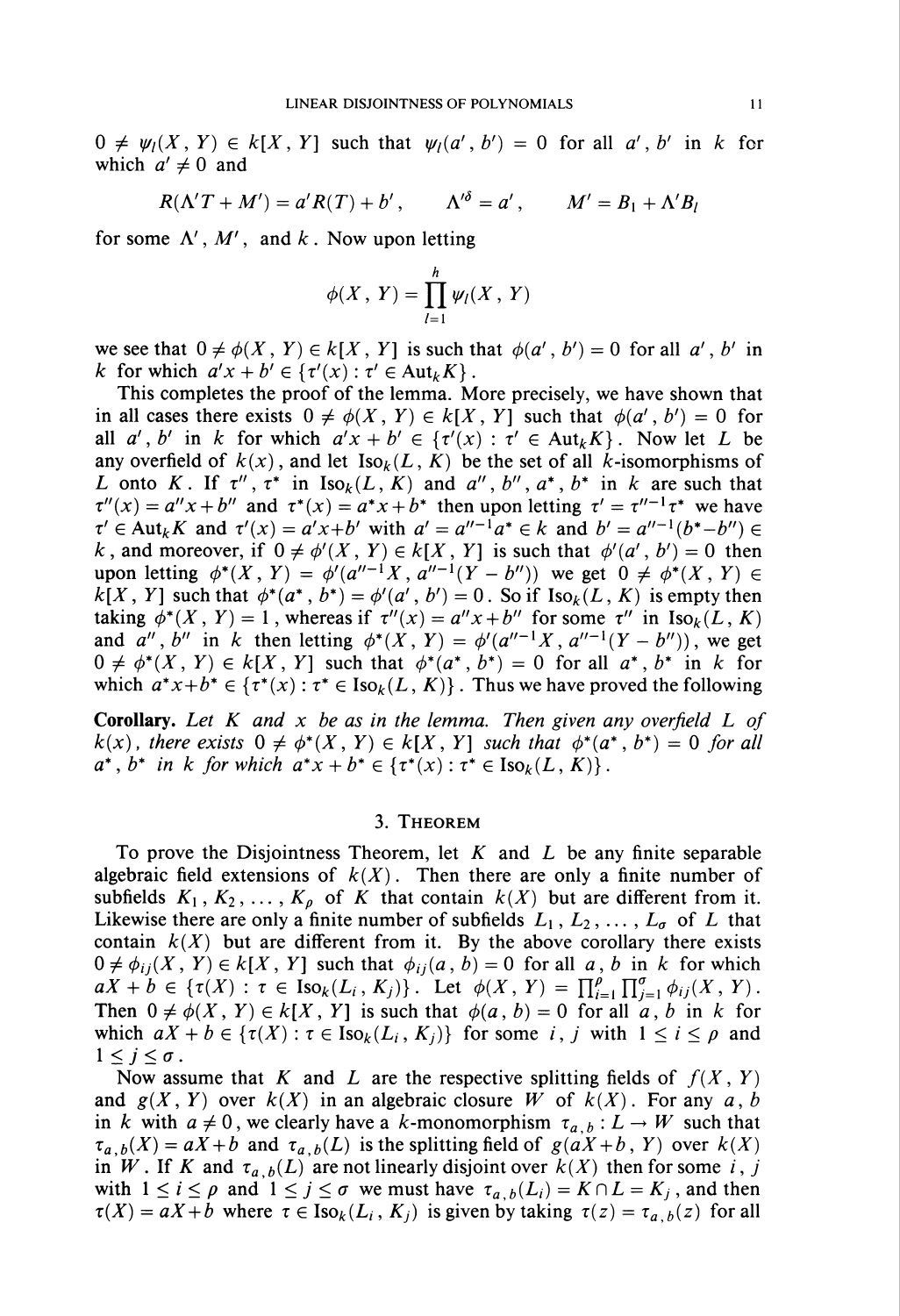$0 \neq \psi_l(X, Y) \in k[X, Y]$ such that $\psi_l(a', b') = 0$ for all $a', b'$ in $k$ for which $a' \neq 0$ and

$$R(\Lambda' T + M') = a' R(T) + b', \qquad \Lambda'^{\delta} = a', \qquad M' = B_1 + \Lambda' B_l$$

for some $\Lambda'$, $M'$, and $k$. Now upon letting

$$\phi(X, Y) = \prod_{l=1}^{h} \psi_l(X, Y)$$

we see that $0 \neq \phi(X, Y) \in k[X, Y]$ is such that $\phi(a', b') = 0$ for all $a', b'$ in $k$ for which $a'x + b' \in \{\tau'(x) : \tau' \in \mathrm{Aut}_k K\}$.

This completes the proof of the lemma. More precisely, we have shown that in all cases there exists $0 \neq \phi(X, Y) \in k[X, Y]$ such that $\phi(a', b') = 0$ for all $a', b'$ in $k$ for which $a'x + b' \in \{\tau'(x) : \tau' \in \mathrm{Aut}_k K\}$. Now let $L$ be any overfield of $k(x)$, and let $\mathrm{Iso}_k(L, K)$ be the set of all $k$-isomorphisms of $L$ onto $K$. If $\tau''$, $\tau^*$ in $\mathrm{Iso}_k(L, K)$ and $a'', b'', a^*, b^*$ in $k$ are such that $\tau''(x) = a''x + b''$ and $\tau^*(x) = a^*x + b^*$ then upon letting $\tau' = \tau''^{-1}\tau^*$ we have $\tau' \in \mathrm{Aut}_k K$ and $\tau'(x) = a'x + b'$ with $a' = a''^{-1}a^* \in k$ and $b' = a''^{-1}(b^* - b'') \in k$, and moreover, if $0 \neq \phi'(X, Y) \in k[X, Y]$ is such that $\phi'(a', b') = 0$ then upon letting $\phi^*(X, Y) = \phi'(a''^{-1}X, a''^{-1}(Y - b''))$ we get $0 \neq \phi^*(X, Y) \in k[X, Y]$ such that $\phi^*(a^*, b^*) = \phi'(a', b') = 0$. So if $\mathrm{Iso}_k(L, K)$ is empty then taking $\phi^*(X, Y) = 1$, whereas if $\tau''(x) = a''x + b''$ for some $\tau''$ in $\mathrm{Iso}_k(L, K)$ and $a'', b''$ in $k$ then letting $\phi^*(X, Y) = \phi'(a''^{-1}X, a''^{-1}(Y - b''))$, we get $0 \neq \phi^*(X, Y) \in k[X, Y]$ such that $\phi^*(a^*, b^*) = 0$ for all $a^*, b^*$ in $k$ for which $a^*x + b^* \in \{\tau^*(x) : \tau^* \in \mathrm{Iso}_k(L, K)\}$. Thus we have proved the following

**Corollary.** *Let $K$ and $x$ be as in the lemma. Then given any overfield $L$ of $k(x)$, there exists $0 \neq \phi^*(X, Y) \in k[X, Y]$ such that $\phi^*(a^*, b^*) = 0$ for all $a^*, b^*$ in $k$ for which $a^*x + b^* \in \{\tau^*(x) : \tau^* \in \mathrm{Iso}_k(L, K)\}$.*

## 3. Theorem

To prove the Disjointness Theorem, let $K$ and $L$ be any finite separable algebraic field extensions of $k(X)$. Then there are only a finite number of subfields $K_1, K_2, \ldots, K_\rho$ of $K$ that contain $k(X)$ but are different from it. Likewise there are only a finite number of subfields $L_1, L_2, \ldots, L_\sigma$ of $L$ that contain $k(X)$ but are different from it. By the above corollary there exists $0 \neq \phi_{ij}(X, Y) \in k[X, Y]$ such that $\phi_{ij}(a, b) = 0$ for all $a, b$ in $k$ for which $aX + b \in \{\tau(X) : \tau \in \mathrm{Iso}_k(L_i, K_j)\}$. Let $\phi(X, Y) = \prod_{i=1}^{\rho}\prod_{j=1}^{\sigma}\phi_{ij}(X, Y)$. Then $0 \neq \phi(X, Y) \in k[X, Y]$ is such that $\phi(a, b) = 0$ for all $a, b$ in $k$ for which $aX + b \in \{\tau(X) : \tau \in \mathrm{Iso}_k(L_i, K_j)\}$ for some $i, j$ with $1 \leq i \leq \rho$ and $1 \leq j \leq \sigma$.

Now assume that $K$ and $L$ are the respective splitting fields of $f(X, Y)$ and $g(X, Y)$ over $k(X)$ in an algebraic closure $W$ of $k(X)$. For any $a, b$ in $k$ with $a \neq 0$, we clearly have a $k$-monomorphism $\tau_{a,b} : L \to W$ such that $\tau_{a,b}(X) = aX + b$ and $\tau_{a,b}(L)$ is the splitting field of $g(aX + b, Y)$ over $k(X)$ in $W$. If $K$ and $\tau_{a,b}(L)$ are not linearly disjoint over $k(X)$ then for some $i, j$ with $1 \leq i \leq \rho$ and $1 \leq j \leq \sigma$ we must have $\tau_{a,b}(L_i) = K \cap L = K_j$, and then $\tau(X) = aX + b$ where $\tau \in \mathrm{Iso}_k(L_i, K_j)$ is given by taking $\tau(z) = \tau_{a,b}(z)$ for all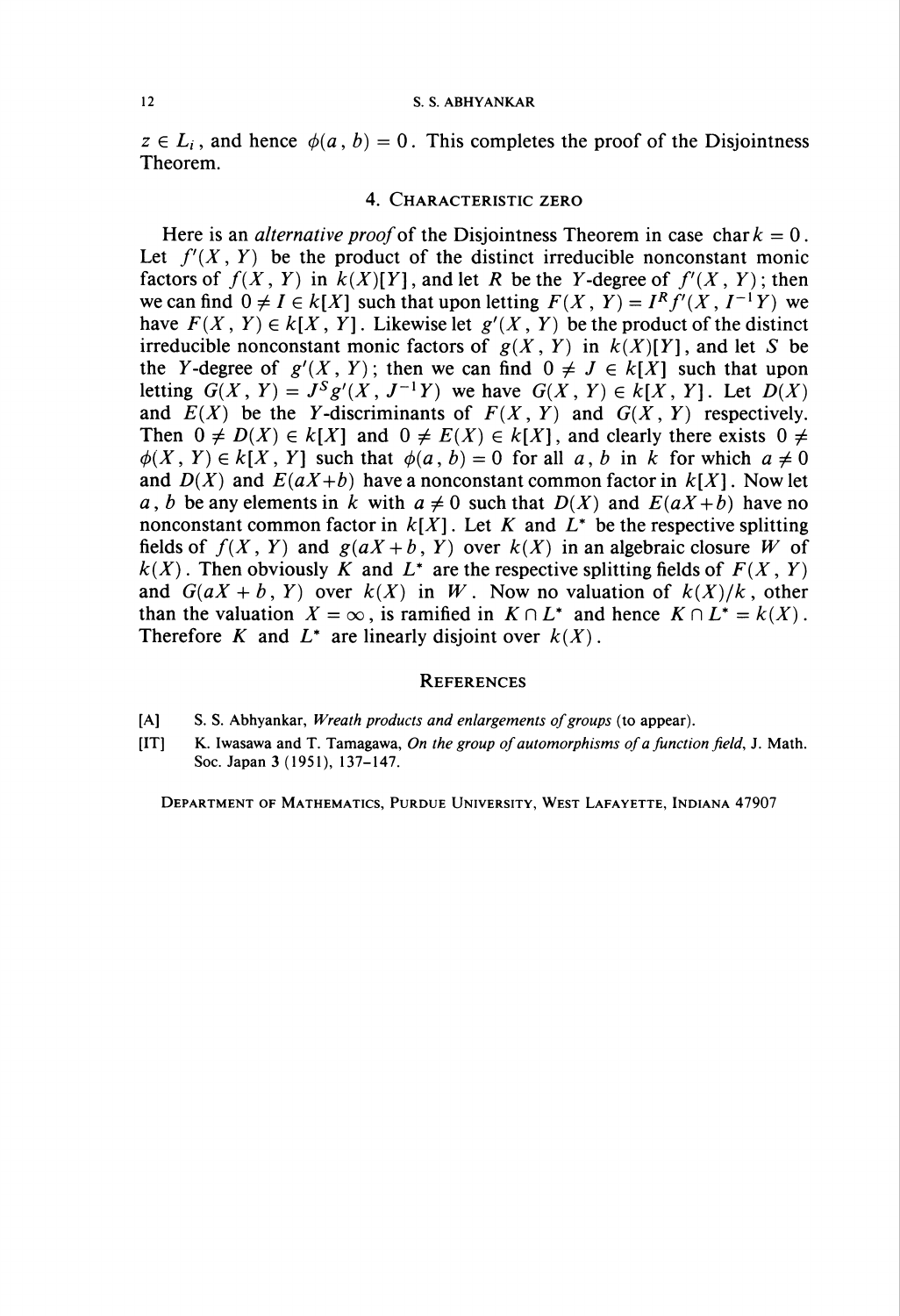$z \in L_i$, and hence $\phi(a, b) = 0$. This completes the proof of the Disjointness Theorem.

## 4. Characteristic zero

Here is an *alternative proof* of the Disjointness Theorem in case $\operatorname{char} k = 0$. Let $f'(X, Y)$ be the product of the distinct irreducible nonconstant monic factors of $f(X, Y)$ in $k(X)[Y]$, and let $R$ be the $Y$-degree of $f'(X, Y)$; then we can find $0 \neq I \in k[X]$ such that upon letting $F(X, Y) = I^R f'(X, I^{-1}Y)$ we have $F(X, Y) \in k[X, Y]$. Likewise let $g'(X, Y)$ be the product of the distinct irreducible nonconstant monic factors of $g(X, Y)$ in $k(X)[Y]$, and let $S$ be the $Y$-degree of $g'(X, Y)$; then we can find $0 \neq J \in k[X]$ such that upon letting $G(X, Y) = J^S g'(X, J^{-1}Y)$ we have $G(X, Y) \in k[X, Y]$. Let $D(X)$ and $E(X)$ be the $Y$-discriminants of $F(X, Y)$ and $G(X, Y)$ respectively. Then $0 \neq D(X) \in k[X]$ and $0 \neq E(X) \in k[X]$, and clearly there exists $0 \neq \phi(X, Y) \in k[X, Y]$ such that $\phi(a, b) = 0$ for all $a, b$ in $k$ for which $a \neq 0$ and $D(X)$ and $E(aX+b)$ have a nonconstant common factor in $k[X]$. Now let $a, b$ be any elements in $k$ with $a \neq 0$ such that $D(X)$ and $E(aX+b)$ have no nonconstant common factor in $k[X]$. Let $K$ and $L^*$ be the respective splitting fields of $f(X, Y)$ and $g(aX+b, Y)$ over $k(X)$ in an algebraic closure $W$ of $k(X)$. Then obviously $K$ and $L^*$ are the respective splitting fields of $F(X, Y)$ and $G(aX+b, Y)$ over $k(X)$ in $W$. Now no valuation of $k(X)/k$, other than the valuation $X = \infty$, is ramified in $K \cap L^*$ and hence $K \cap L^* = k(X)$. Therefore $K$ and $L^*$ are linearly disjoint over $k(X)$.

## References

[A] S. S. Abhyankar, *Wreath products and enlargements of groups* (to appear).

[IT] K. Iwasawa and T. Tamagawa, *On the group of automorphisms of a function field*, J. Math. Soc. Japan **3** (1951), 137–147.

Department of Mathematics, Purdue University, West Lafayette, Indiana 47907